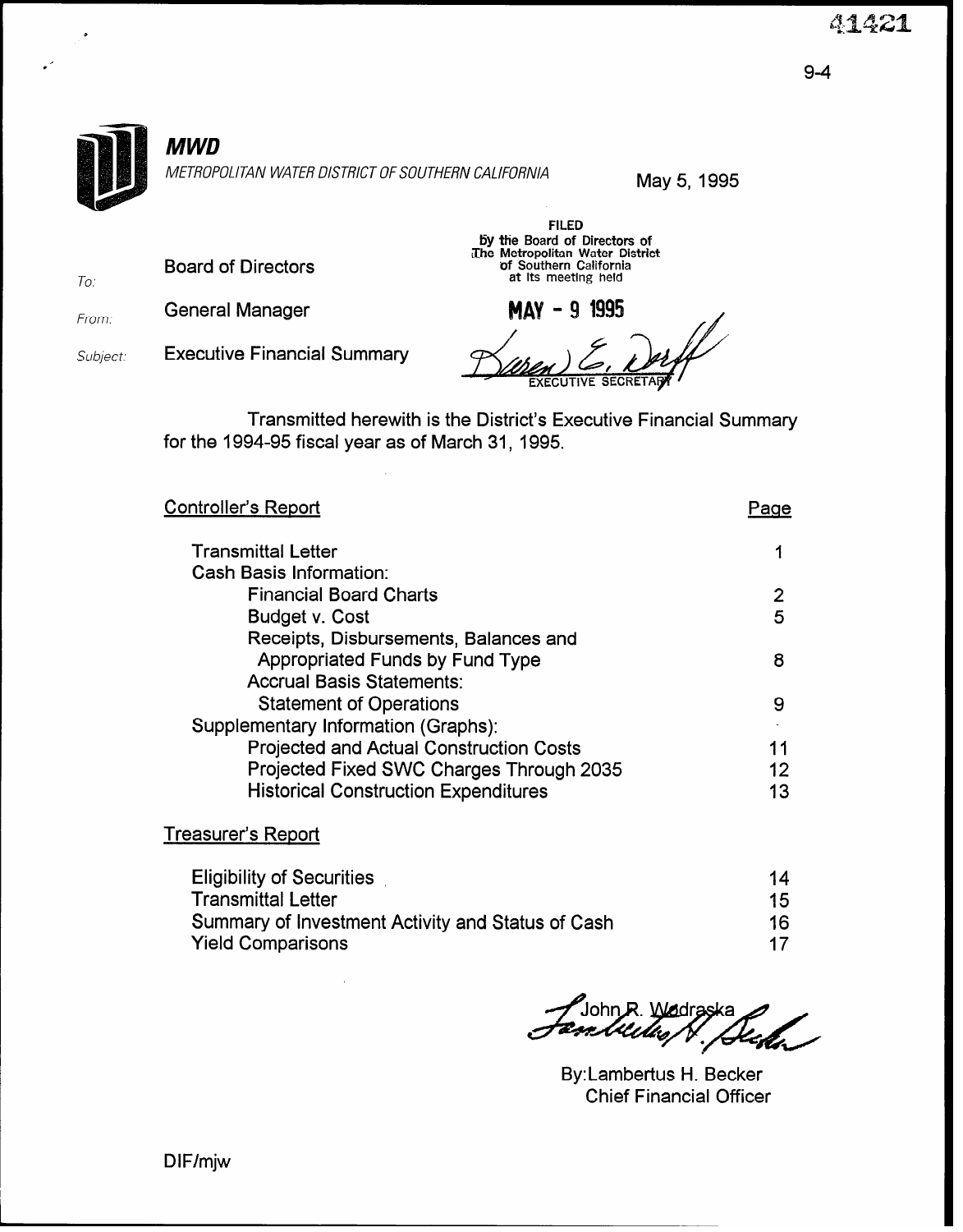41421

9-4

# MWD

*METROPOLITAN WATER DISTRICT OF SOUTHERN CALIFORNIA*

May 5, 1995

FILED
by the Board of Directors of
The Metropolitan Water District
of Southern California
at its meeting held

MAY - 9 1995

EXECUTIVE SECRETARY

To: Board of Directors

From: General Manager

Subject: Executive Financial Summary

Transmitted herewith is the District's Executive Financial Summary for the 1994-95 fiscal year as of March 31, 1995.

| Controller's Report | Page |
|---|---|
| Transmittal Letter | 1 |
| Cash Basis Information: | |
| Financial Board Charts | 2 |
| Budget v. Cost | 5 |
| Receipts, Disbursements, Balances and Appropriated Funds by Fund Type | 8 |
| Accrual Basis Statements: | |
| Statement of Operations | 9 |
| Supplementary Information (Graphs): | |
| Projected and Actual Construction Costs | 11 |
| Projected Fixed SWC Charges Through 2035 | 12 |
| Historical Construction Expenditures | 13 |

| Treasurer's Report | |
|---|---|
| Eligibility of Securities | 14 |
| Transmittal Letter | 15 |
| Summary of Investment Activity and Status of Cash | 16 |
| Yield Comparisons | 17 |

John R. Wodraska

By: Lambertus H. Becker
Chief Financial Officer

DIF/mjw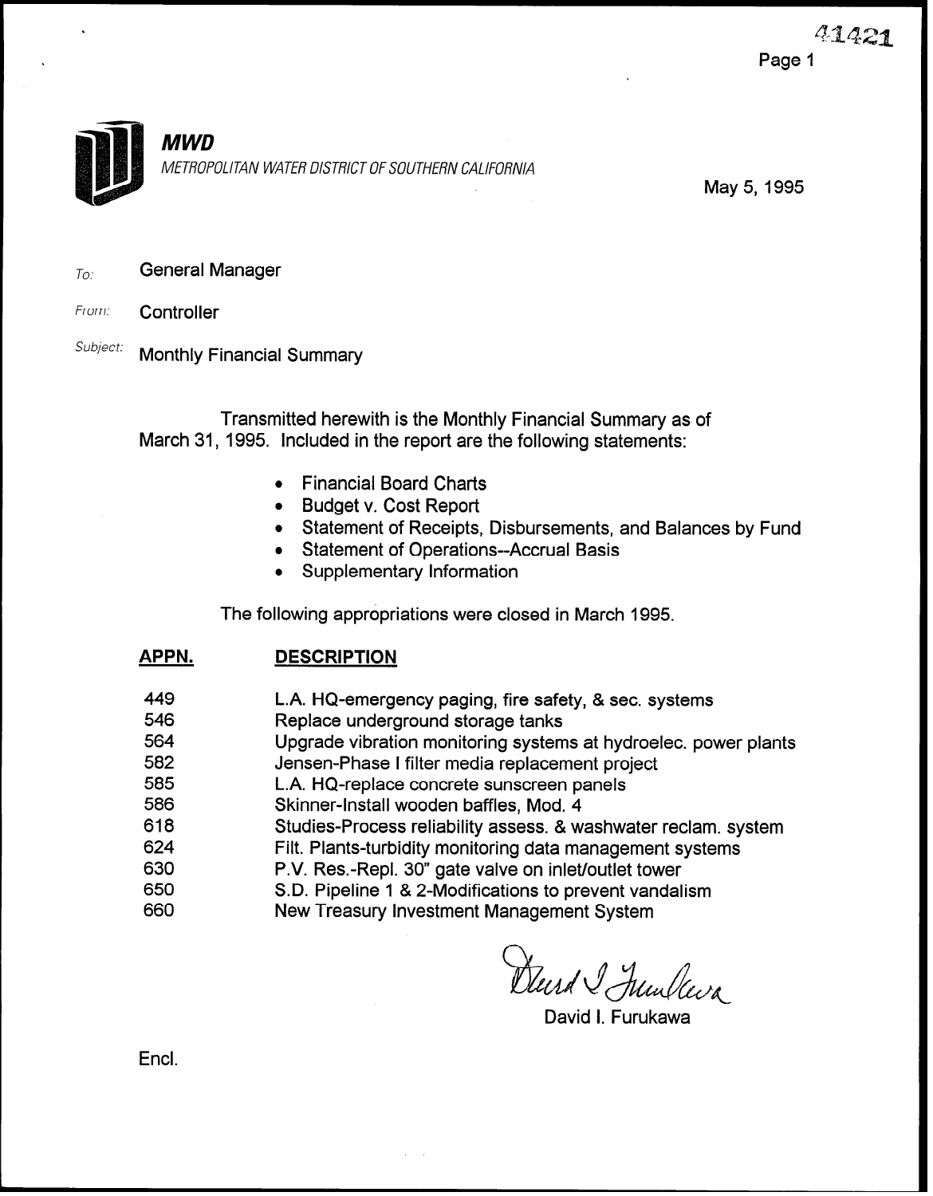# MWD

*METROPOLITAN WATER DISTRICT OF SOUTHERN CALIFORNIA*

May 5, 1995

*To:* General Manager

*From:* Controller

*Subject:* Monthly Financial Summary

Transmitted herewith is the Monthly Financial Summary as of March 31, 1995. Included in the report are the following statements:

- Financial Board Charts
- Budget v. Cost Report
- Statement of Receipts, Disbursements, and Balances by Fund
- Statement of Operations--Accrual Basis
- Supplementary Information

The following appropriations were closed in March 1995.

| APPN. | DESCRIPTION |
|---|---|
| 449 | L.A. HQ-emergency paging, fire safety, & sec. systems |
| 546 | Replace underground storage tanks |
| 564 | Upgrade vibration monitoring systems at hydroelec. power plants |
| 582 | Jensen-Phase I filter media replacement project |
| 585 | L.A. HQ-replace concrete sunscreen panels |
| 586 | Skinner-Install wooden baffles, Mod. 4 |
| 618 | Studies-Process reliability assess. & washwater reclam. system |
| 624 | Filt. Plants-turbidity monitoring data management systems |
| 630 | P.V. Res.-Repl. 30" gate valve on inlet/outlet tower |
| 650 | S.D. Pipeline 1 & 2-Modifications to prevent vandalism |
| 660 | New Treasury Investment Management System |

David I. Furukawa

Encl.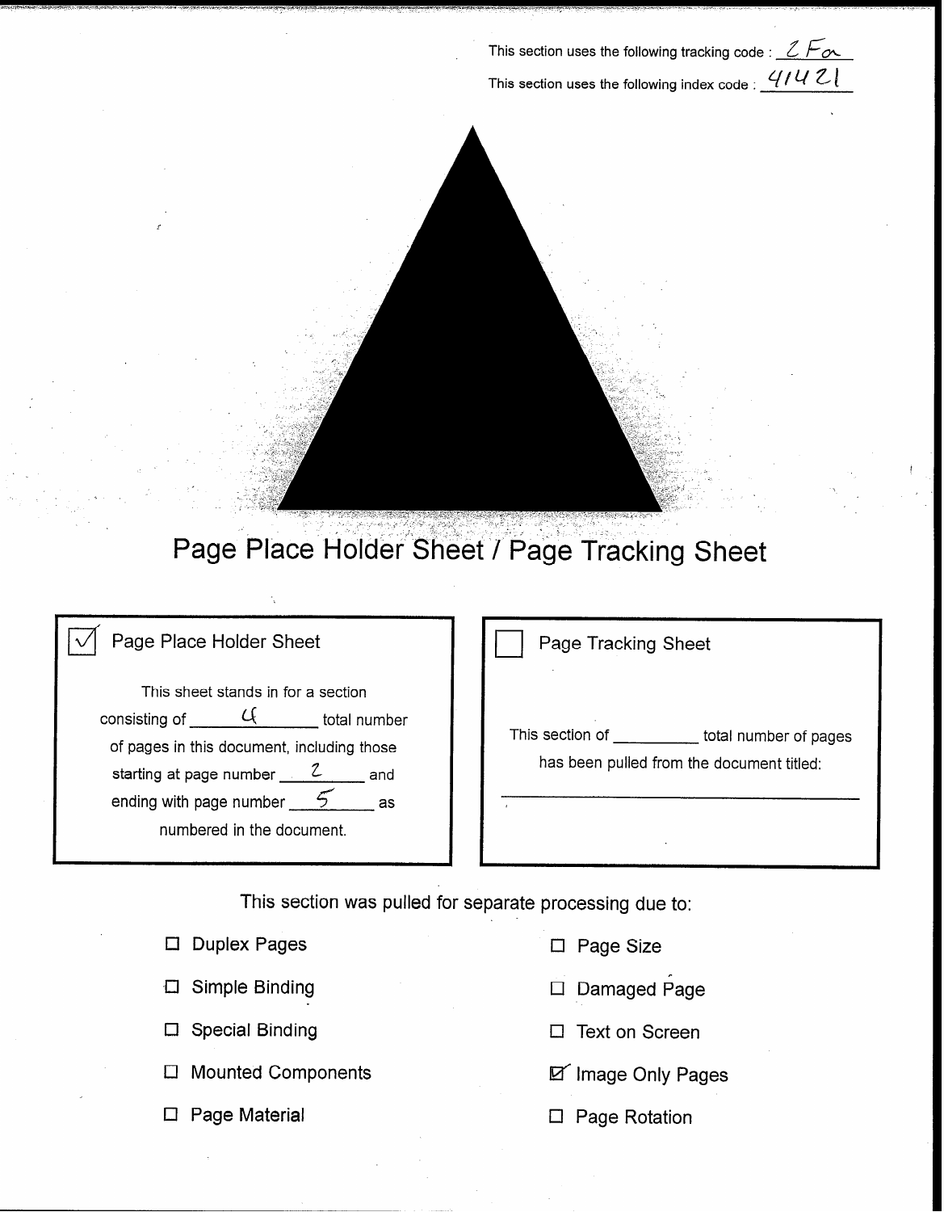This section uses the following tracking code : 2Fa

This section uses the following index code : 41421

# Page Place Holder Sheet / Page Tracking Sheet

☑ Page Place Holder Sheet

This sheet stands in for a section consisting of 4 total number of pages in this document, including those starting at page number 2 and ending with page number 5 as numbered in the document.

☐ Page Tracking Sheet

This section of ______ total number of pages has been pulled from the document titled:

______________________________

This section was pulled for separate processing due to:

- ☐ Duplex Pages
- ☐ Simple Binding
- ☐ Special Binding
- ☐ Mounted Components
- ☐ Page Material
- ☐ Page Size
- ☐ Damaged Page
- ☐ Text on Screen
- ☑ Image Only Pages
- ☐ Page Rotation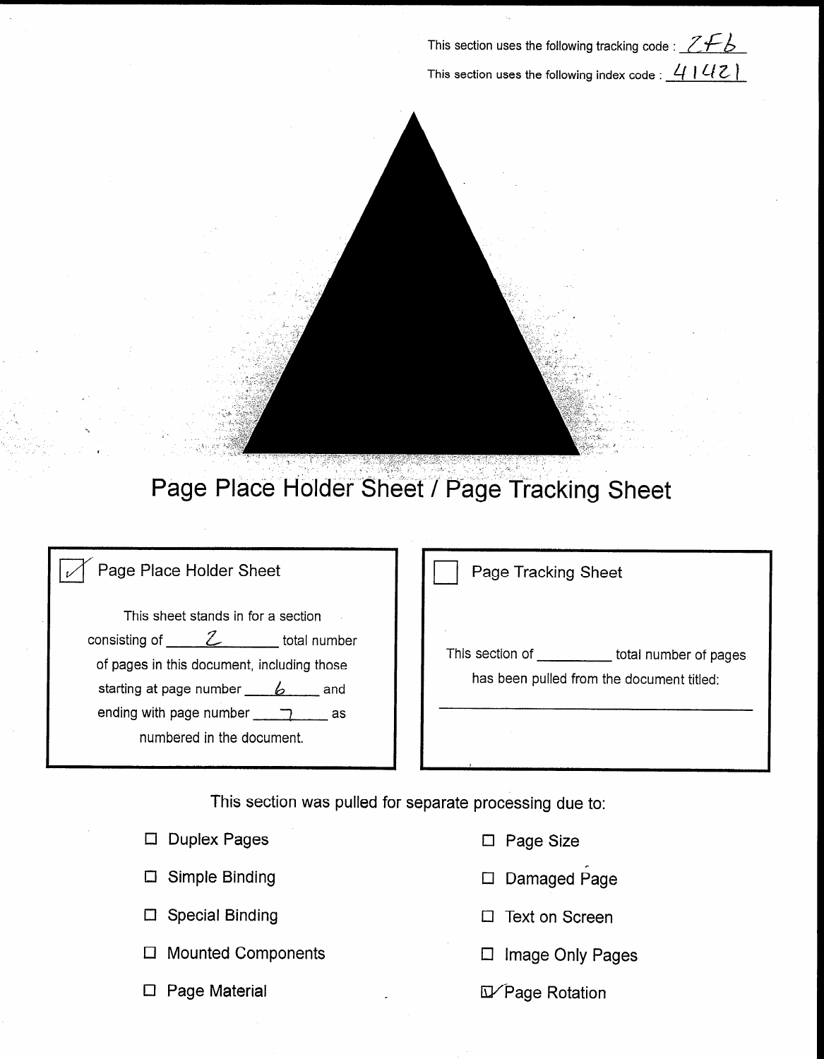This section uses the following tracking code : ZFb

This section uses the following index code : 41421

# Page Place Holder Sheet / Page Tracking Sheet

☑ Page Place Holder Sheet

This sheet stands in for a section consisting of 2 total number of pages in this document, including those starting at page number 6 and ending with page number 7 as numbered in the document.

☐ Page Tracking Sheet

This section of ________ total number of pages has been pulled from the document titled:

________________________________

This section was pulled for separate processing due to:

- ☐ Duplex Pages
- ☐ Simple Binding
- ☐ Special Binding
- ☐ Mounted Components
- ☐ Page Material
- ☐ Page Size
- ☐ Damaged Page
- ☐ Text on Screen
- ☐ Image Only Pages
- ☑ Page Rotation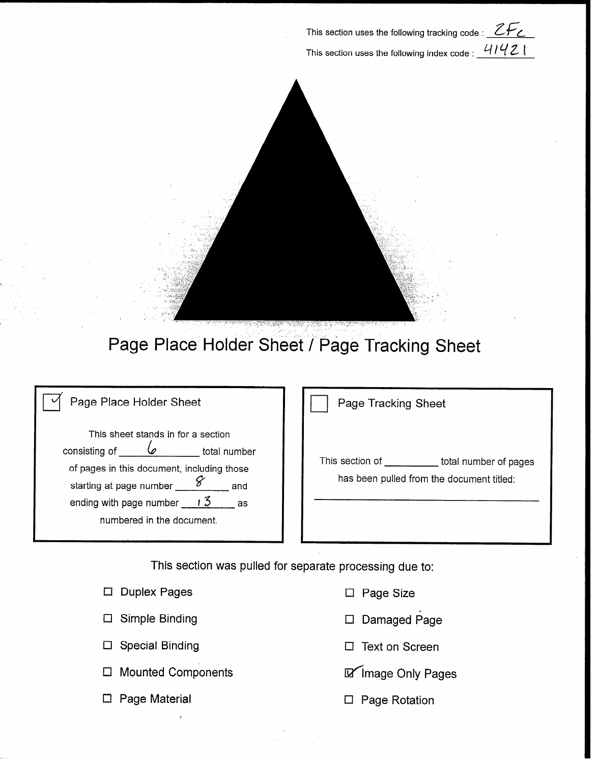This section uses the following tracking code : 2Fc

This section uses the following index code : 41421

# Page Place Holder Sheet / Page Tracking Sheet

☑ Page Place Holder Sheet

This sheet stands in for a section consisting of 6 total number of pages in this document, including those starting at page number 8 and ending with page number 13 as numbered in the document.

☐ Page Tracking Sheet

This section of ________ total number of pages has been pulled from the document titled:

________________________________

This section was pulled for separate processing due to:

- ☐ Duplex Pages
- ☐ Simple Binding
- ☐ Special Binding
- ☐ Mounted Components
- ☐ Page Material
- ☐ Page Size
- ☐ Damaged Page
- ☐ Text on Screen
- ☑ Image Only Pages
- ☐ Page Rotation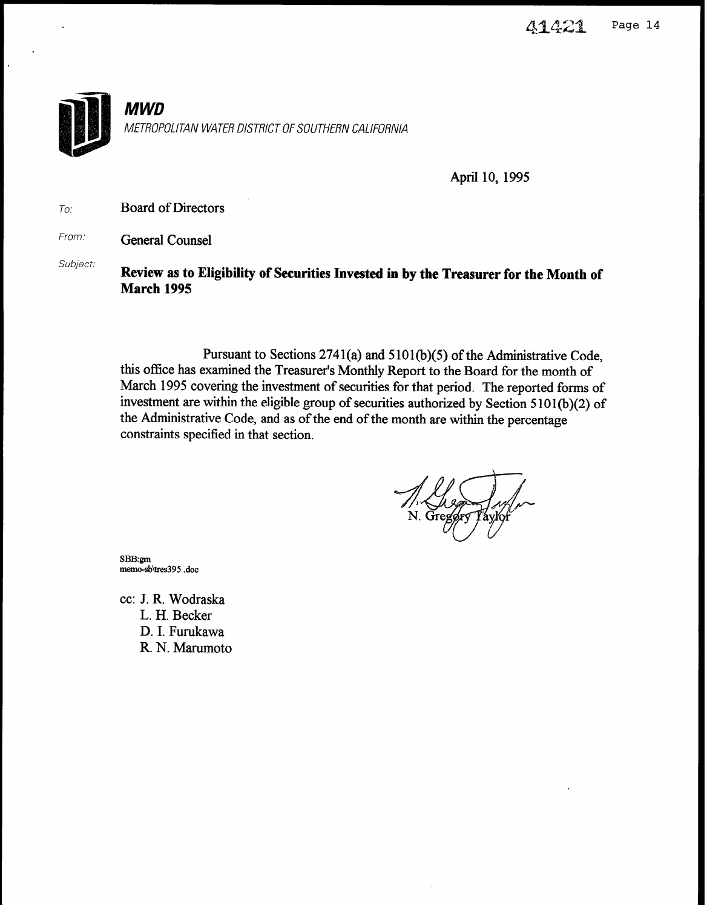**MWD**

*METROPOLITAN WATER DISTRICT OF SOUTHERN CALIFORNIA*

April 10, 1995

*To:* Board of Directors

*From:* General Counsel

*Subject:* **Review as to Eligibility of Securities Invested in by the Treasurer for the Month of March 1995**

Pursuant to Sections 2741(a) and 5101(b)(5) of the Administrative Code, this office has examined the Treasurer's Monthly Report to the Board for the month of March 1995 covering the investment of securities for that period. The reported forms of investment are within the eligible group of securities authorized by Section 5101(b)(2) of the Administrative Code, and as of the end of the month are within the percentage constraints specified in that section.

N. Gregory Taylor

SBB:gm
memo-sb\tres395 .doc

cc: J. R. Wodraska
L. H. Becker
D. I. Furukawa
R. N. Marumoto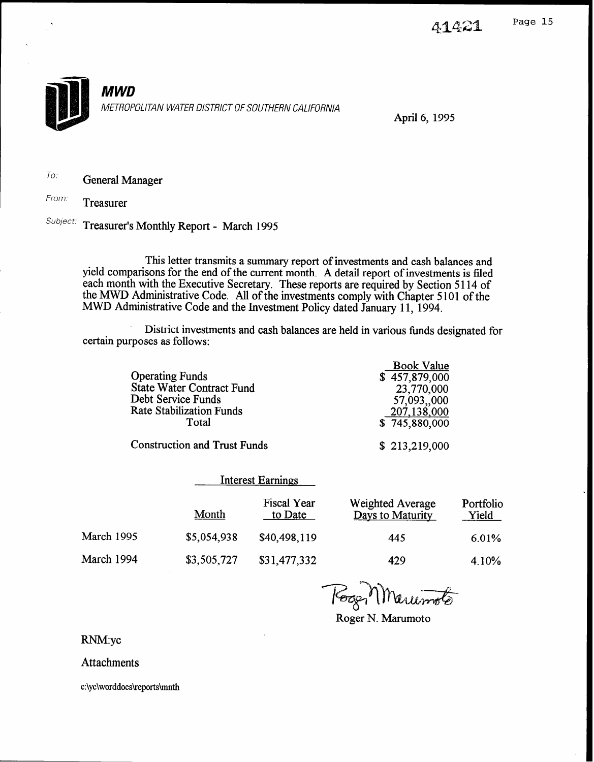**MWD**

*METROPOLITAN WATER DISTRICT OF SOUTHERN CALIFORNIA*

April 6, 1995

*To:* General Manager

*From:* Treasurer

*Subject:* Treasurer's Monthly Report - March 1995

This letter transmits a summary report of investments and cash balances and yield comparisons for the end of the current month. A detail report of investments is filed each month with the Executive Secretary. These reports are required by Section 5114 of the MWD Administrative Code. All of the investments comply with Chapter 5101 of the MWD Administrative Code and the Investment Policy dated January 11, 1994.

District investments and cash balances are held in various funds designated for certain purposes as follows:

| | Book Value |
|---|---|
| Operating Funds | $ 457,879,000 |
| State Water Contract Fund | 23,770,000 |
| Debt Service Funds | 57,093,,000 |
| Rate Stabilization Funds | 207,138,000 |
| Total | $ 745,880,000 |
| | |
| Construction and Trust Funds | $ 213,219,000 |

| | Interest Earnings | | | |
|---|---|---|---|---|
| | Month | Fiscal Year to Date | Weighted Average Days to Maturity | Portfolio Yield |
| March 1995 | $5,054,938 | $40,498,119 | 445 | 6.01% |
| March 1994 | $3,505,727 | $31,477,332 | 429 | 4.10% |

Roger N. Marumoto

RNM:yc

Attachments

c:\yc\worddocs\reports\mnth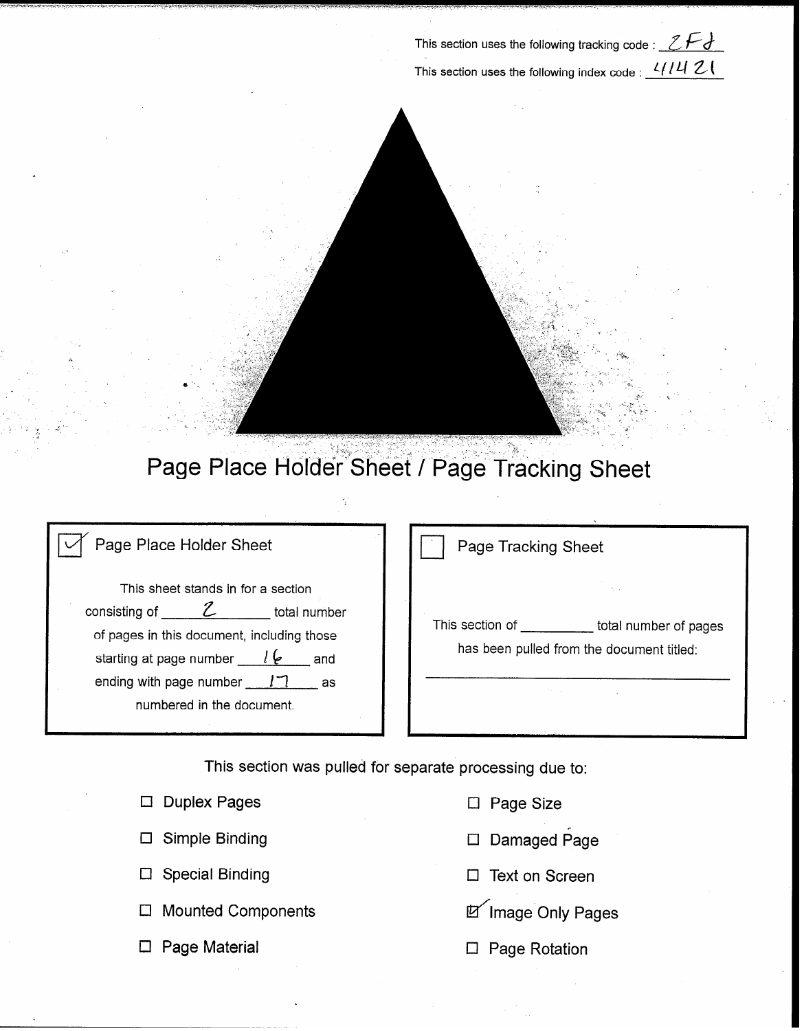This section uses the following tracking code : 2Fd

This section uses the following index code : 41421

# Page Place Holder Sheet / Page Tracking Sheet

☑ Page Place Holder Sheet

This sheet stands in for a section consisting of 2 total number of pages in this document, including those starting at page number 16 and ending with page number 17 as numbered in the document.

☐ Page Tracking Sheet

This section of ______ total number of pages has been pulled from the document titled:

______________________________

This section was pulled for separate processing due to:

- ☐ Duplex Pages
- ☐ Simple Binding
- ☐ Special Binding
- ☐ Mounted Components
- ☐ Page Material
- ☐ Page Size
- ☐ Damaged Page
- ☐ Text on Screen
- ☑ Image Only Pages
- ☐ Page Rotation